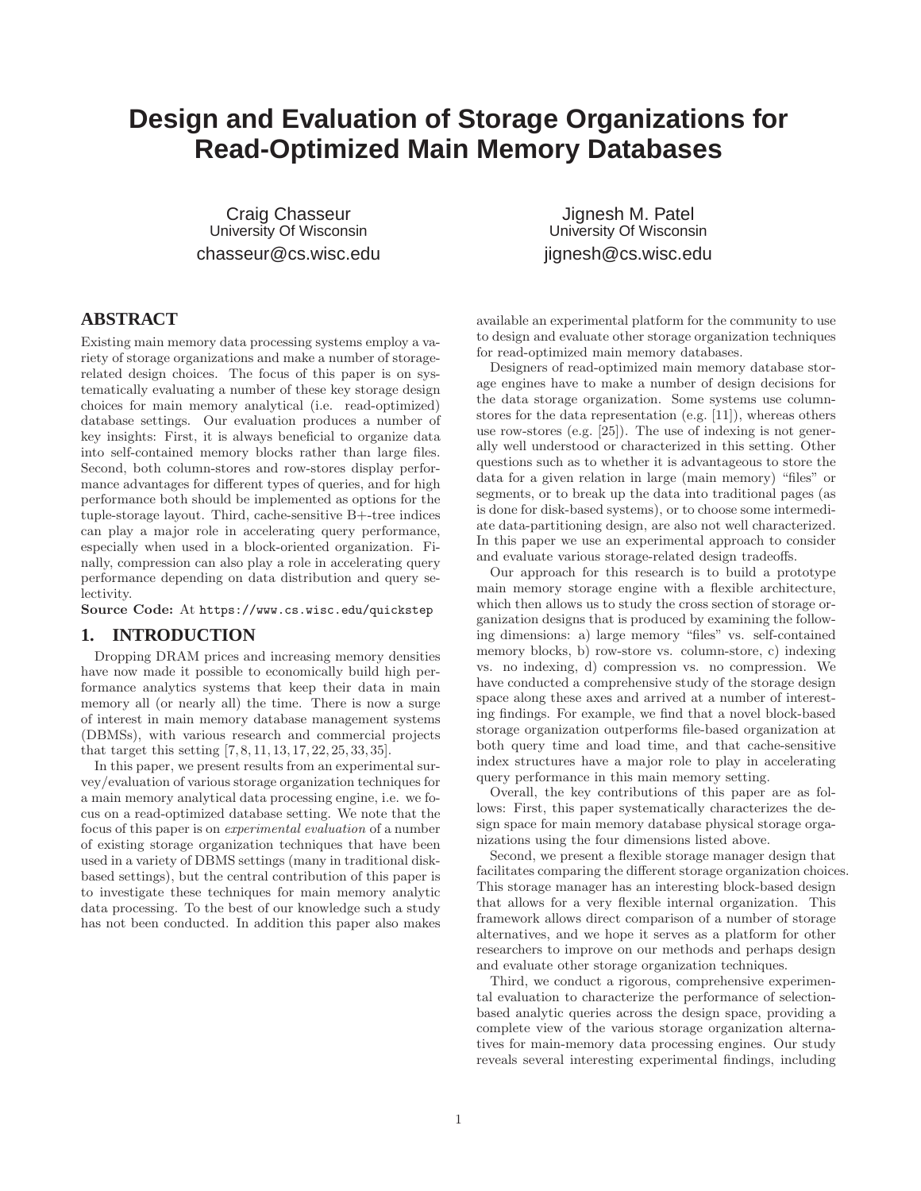# Design and Evaluation of Storage Organizations for Read-Optimized Main Memory Databases

Craig Chasseur
University Of Wisconsin
chasseur@cs.wisc.edu

Jignesh M. Patel
University Of Wisconsin
jignesh@cs.wisc.edu

## ABSTRACT

Existing main memory data processing systems employ a variety of storage organizations and make a number of storage-related design choices. The focus of this paper is on systematically evaluating a number of these key storage design choices for main memory analytical (i.e. read-optimized) database settings. Our evaluation produces a number of key insights: First, it is always beneficial to organize data into self-contained memory blocks rather than large files. Second, both column-stores and row-stores display performance advantages for different types of queries, and for high performance both should be implemented as options for the tuple-storage layout. Third, cache-sensitive B+-tree indices can play a major role in accelerating query performance, especially when used in a block-oriented organization. Finally, compression can also play a role in accelerating query performance depending on data distribution and query selectivity.

**Source Code:** At `https://www.cs.wisc.edu/quickstep`

## 1. INTRODUCTION

Dropping DRAM prices and increasing memory densities have now made it possible to economically build high performance analytics systems that keep their data in main memory all (or nearly all) the time. There is now a surge of interest in main memory database management systems (DBMSs), with various research and commercial projects that target this setting [7, 8, 11, 13, 17, 22, 25, 33, 35].

In this paper, we present results from an experimental survey/evaluation of various storage organization techniques for a main memory analytical data processing engine, i.e. we focus on a read-optimized database setting. We note that the focus of this paper is on *experimental evaluation* of a number of existing storage organization techniques that have been used in a variety of DBMS settings (many in traditional disk-based settings), but the central contribution of this paper is to investigate these techniques for main memory analytic data processing. To the best of our knowledge such a study has not been conducted. In addition this paper also makes available an experimental platform for the community to use to design and evaluate other storage organization techniques for read-optimized main memory databases.

Designers of read-optimized main memory database storage engines have to make a number of design decisions for the data storage organization. Some systems use column-stores for the data representation (e.g. [11]), whereas others use row-stores (e.g. [25]). The use of indexing is not generally well understood or characterized in this setting. Other questions such as to whether it is advantageous to store the data for a given relation in large (main memory) "files" or segments, or to break up the data into traditional pages (as is done for disk-based systems), or to choose some intermediate data-partitioning design, are also not well characterized. In this paper we use an experimental approach to consider and evaluate various storage-related design tradeoffs.

Our approach for this research is to build a prototype main memory storage engine with a flexible architecture, which then allows us to study the cross section of storage organization designs that is produced by examining the following dimensions: a) large memory "files" vs. self-contained memory blocks, b) row-store vs. column-store, c) indexing vs. no indexing, d) compression vs. no compression. We have conducted a comprehensive study of the storage design space along these axes and arrived at a number of interesting findings. For example, we find that a novel block-based storage organization outperforms file-based organization at both query time and load time, and that cache-sensitive index structures have a major role to play in accelerating query performance in this main memory setting.

Overall, the key contributions of this paper are as follows: First, this paper systematically characterizes the design space for main memory database physical storage organizations using the four dimensions listed above.

Second, we present a flexible storage manager design that facilitates comparing the different storage organization choices. This storage manager has an interesting block-based design that allows for a very flexible internal organization. This framework allows direct comparison of a number of storage alternatives, and we hope it serves as a platform for other researchers to improve on our methods and perhaps design and evaluate other storage organization techniques.

Third, we conduct a rigorous, comprehensive experimental evaluation to characterize the performance of selection-based analytic queries across the design space, providing a complete view of the various storage organization alternatives for main-memory data processing engines. Our study reveals several interesting experimental findings, including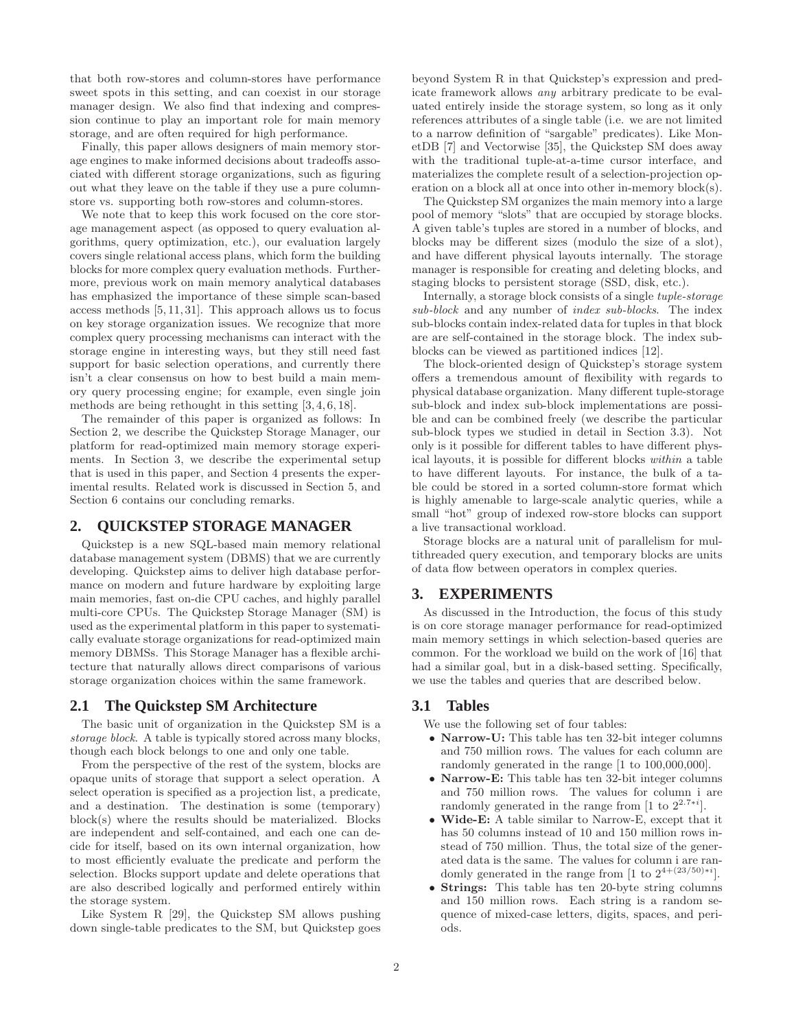that both row-stores and column-stores have performance sweet spots in this setting, and can coexist in our storage manager design. We also find that indexing and compression continue to play an important role for main memory storage, and are often required for high performance.

Finally, this paper allows designers of main memory storage engines to make informed decisions about tradeoffs associated with different storage organizations, such as figuring out what they leave on the table if they use a pure column-store vs. supporting both row-stores and column-stores.

We note that to keep this work focused on the core storage management aspect (as opposed to query evaluation algorithms, query optimization, etc.), our evaluation largely covers single relational access plans, which form the building blocks for more complex query evaluation methods. Furthermore, previous work on main memory analytical databases has emphasized the importance of these simple scan-based access methods [5, 11, 31]. This approach allows us to focus on key storage organization issues. We recognize that more complex query processing mechanisms can interact with the storage engine in interesting ways, but they still need fast support for basic selection operations, and currently there isn't a clear consensus on how to best build a main memory query processing engine; for example, even single join methods are being rethought in this setting [3, 4, 6, 18].

The remainder of this paper is organized as follows: In Section 2, we describe the Quickstep Storage Manager, our platform for read-optimized main memory storage experiments. In Section 3, we describe the experimental setup that is used in this paper, and Section 4 presents the experimental results. Related work is discussed in Section 5, and Section 6 contains our concluding remarks.

## 2. QUICKSTEP STORAGE MANAGER

Quickstep is a new SQL-based main memory relational database management system (DBMS) that we are currently developing. Quickstep aims to deliver high database performance on modern and future hardware by exploiting large main memories, fast on-die CPU caches, and highly parallel multi-core CPUs. The Quickstep Storage Manager (SM) is used as the experimental platform in this paper to systematically evaluate storage organizations for read-optimized main memory DBMSs. This Storage Manager has a flexible architecture that naturally allows direct comparisons of various storage organization choices within the same framework.

### 2.1 The Quickstep SM Architecture

The basic unit of organization in the Quickstep SM is a *storage block*. A table is typically stored across many blocks, though each block belongs to one and only one table.

From the perspective of the rest of the system, blocks are opaque units of storage that support a select operation. A select operation is specified as a projection list, a predicate, and a destination. The destination is some (temporary) block(s) where the results should be materialized. Blocks are independent and self-contained, and each one can decide for itself, based on its own internal organization, how to most efficiently evaluate the predicate and perform the selection. Blocks support update and delete operations that are also described logically and performed entirely within the storage system.

Like System R [29], the Quickstep SM allows pushing down single-table predicates to the SM, but Quickstep goes beyond System R in that Quickstep's expression and predicate framework allows *any* arbitrary predicate to be evaluated entirely inside the storage system, so long as it only references attributes of a single table (i.e. we are not limited to a narrow definition of "sargable" predicates). Like MonetDB [7] and Vectorwise [35], the Quickstep SM does away with the traditional tuple-at-a-time cursor interface, and materializes the complete result of a selection-projection operation on a block all at once into other in-memory block(s).

The Quickstep SM organizes the main memory into a large pool of memory "slots" that are occupied by storage blocks. A given table's tuples are stored in a number of blocks, and blocks may be different sizes (modulo the size of a slot), and have different physical layouts internally. The storage manager is responsible for creating and deleting blocks, and staging blocks to persistent storage (SSD, disk, etc.).

Internally, a storage block consists of a single *tuple-storage sub-block* and any number of *index sub-blocks*. The index sub-blocks contain index-related data for tuples in that block are are self-contained in the storage block. The index sub-blocks can be viewed as partitioned indices [12].

The block-oriented design of Quickstep's storage system offers a tremendous amount of flexibility with regards to physical database organization. Many different tuple-storage sub-block and index sub-block implementations are possible and can be combined freely (we describe the particular sub-block types we studied in detail in Section 3.3). Not only is it possible for different tables to have different physical layouts, it is possible for different blocks *within* a table to have different layouts. For instance, the bulk of a table could be stored in a sorted column-store format which is highly amenable to large-scale analytic queries, while a small "hot" group of indexed row-store blocks can support a live transactional workload.

Storage blocks are a natural unit of parallelism for multithreaded query execution, and temporary blocks are units of data flow between operators in complex queries.

## 3. EXPERIMENTS

As discussed in the Introduction, the focus of this study is on core storage manager performance for read-optimized main memory settings in which selection-based queries are common. For the workload we build on the work of [16] that had a similar goal, but in a disk-based setting. Specifically, we use the tables and queries that are described below.

### 3.1 Tables

We use the following set of four tables:

- **Narrow-U:** This table has ten 32-bit integer columns and 750 million rows. The values for each column are randomly generated in the range [1 to 100,000,000].
- **Narrow-E:** This table has ten 32-bit integer columns and 750 million rows. The values for column i are randomly generated in the range from [1 to $2^{2.7*i}$].
- **Wide-E:** A table similar to Narrow-E, except that it has 50 columns instead of 10 and 150 million rows instead of 750 million. Thus, the total size of the generated data is the same. The values for column i are randomly generated in the range from [1 to $2^{4+(23/50)*i}$].
- **Strings:** This table has ten 20-byte string columns and 150 million rows. Each string is a random sequence of mixed-case letters, digits, spaces, and periods.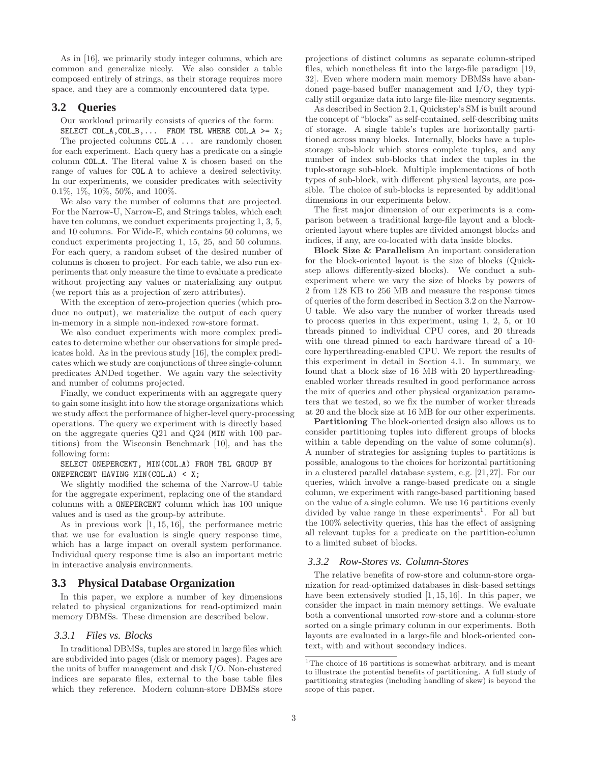As in [16], we primarily study integer columns, which are common and generalize nicely. We also consider a table composed entirely of strings, as their storage requires more space, and they are a commonly encountered data type.

## 3.2 Queries

Our workload primarily consists of queries of the form:

```
SELECT COL_A,COL_B,...  FROM TBL WHERE COL_A >= X;
```

The projected columns COL_A ... are randomly chosen for each experiment. Each query has a predicate on a single column COL_A. The literal value X is chosen based on the range of values for COL_A to achieve a desired selectivity. In our experiments, we consider predicates with selectivity 0.1%, 1%, 10%, 50%, and 100%.

We also vary the number of columns that are projected. For the Narrow-U, Narrow-E, and Strings tables, which each have ten columns, we conduct experiments projecting 1, 3, 5, and 10 columns. For Wide-E, which contains 50 columns, we conduct experiments projecting 1, 15, 25, and 50 columns. For each query, a random subset of the desired number of columns is chosen to project. For each table, we also run experiments that only measure the time to evaluate a predicate without projecting any values or materializing any output (we report this as a projection of zero attributes).

With the exception of zero-projection queries (which produce no output), we materialize the output of each query in-memory in a simple non-indexed row-store format.

We also conduct experiments with more complex predicates to determine whether our observations for simple predicates hold. As in the previous study [16], the complex predicates which we study are conjunctions of three single-column predicates ANDed together. We again vary the selectivity and number of columns projected.

Finally, we conduct experiments with an aggregate query to gain some insight into how the storage organizations which we study affect the performance of higher-level query-processing operations. The query we experiment with is directly based on the aggregate queries Q21 and Q24 (MIN with 100 partitions) from the Wisconsin Benchmark [10], and has the following form:

```
SELECT ONEPERCENT, MIN(COL_A) FROM TBL GROUP BY
ONEPERCENT HAVING MIN(COL_A) < X;
```

We slightly modified the schema of the Narrow-U table for the aggregate experiment, replacing one of the standard columns with a ONEPERCENT column which has 100 unique values and is used as the group-by attribute.

As in previous work [1, 15, 16], the performance metric that we use for evaluation is single query response time, which has a large impact on overall system performance. Individual query response time is also an important metric in interactive analysis environments.

## 3.3 Physical Database Organization

In this paper, we explore a number of key dimensions related to physical organizations for read-optimized main memory DBMSs. These dimension are described below.

### 3.3.1 Files vs. Blocks

In traditional DBMSs, tuples are stored in large files which are subdivided into pages (disk or memory pages). Pages are the units of buffer management and disk I/O. Non-clustered indices are separate files, external to the base table files which they reference. Modern column-store DBMSs store projections of distinct columns as separate column-striped files, which nonetheless fit into the large-file paradigm [19, 32]. Even where modern main memory DBMSs have abandoned page-based buffer management and I/O, they typically still organize data into large file-like memory segments.

As described in Section 2.1, Quickstep's SM is built around the concept of "blocks" as self-contained, self-describing units of storage. A single table's tuples are horizontally partitioned across many blocks. Internally, blocks have a tuple-storage sub-block which stores complete tuples, and any number of index sub-blocks that index the tuples in the tuple-storage sub-block. Multiple implementations of both types of sub-block, with different physical layouts, are possible. The choice of sub-blocks is represented by additional dimensions in our experiments below.

The first major dimension of our experiments is a comparison between a traditional large-file layout and a block-oriented layout where tuples are divided amongst blocks and indices, if any, are co-located with data inside blocks.

**Block Size & Parallelism** An important consideration for the block-oriented layout is the size of blocks (Quickstep allows differently-sized blocks). We conduct a sub-experiment where we vary the size of blocks by powers of 2 from 128 KB to 256 MB and measure the response times of queries of the form described in Section 3.2 on the Narrow-U table. We also vary the number of worker threads used to process queries in this experiment, using 1, 2, 5, or 10 threads pinned to individual CPU cores, and 20 threads with one thread pinned to each hardware thread of a 10-core hyperthreading-enabled CPU. We report the results of this experiment in detail in Section 4.1. In summary, we found that a block size of 16 MB with 20 hyperthreading-enabled worker threads resulted in good performance across the mix of queries and other physical organization parameters that we tested, so we fix the number of worker threads at 20 and the block size at 16 MB for our other experiments.

**Partitioning** The block-oriented design also allows us to consider partitioning tuples into different groups of blocks within a table depending on the value of some column(s). A number of strategies for assigning tuples to partitions is possible, analogous to the choices for horizontal partitioning in a clustered parallel database system, e.g. [21, 27]. For our queries, which involve a range-based predicate on a single column, we experiment with range-based partitioning based on the value of a single column. We use 16 partitions evenly divided by value range in these experiments[1]. For all but the 100% selectivity queries, this has the effect of assigning all relevant tuples for a predicate on the partition-column to a limited subset of blocks.

### 3.3.2 Row-Stores vs. Column-Stores

The relative benefits of row-store and column-store organization for read-optimized databases in disk-based settings have been extensively studied [1, 15, 16]. In this paper, we consider the impact in main memory settings. We evaluate both a conventional unsorted row-store and a column-store sorted on a single primary column in our experiments. Both layouts are evaluated in a large-file and block-oriented context, with and without secondary indices.

[1] The choice of 16 partitions is somewhat arbitrary, and is meant to illustrate the potential benefits of partitioning. A full study of partitioning strategies (including handling of skew) is beyond the scope of this paper.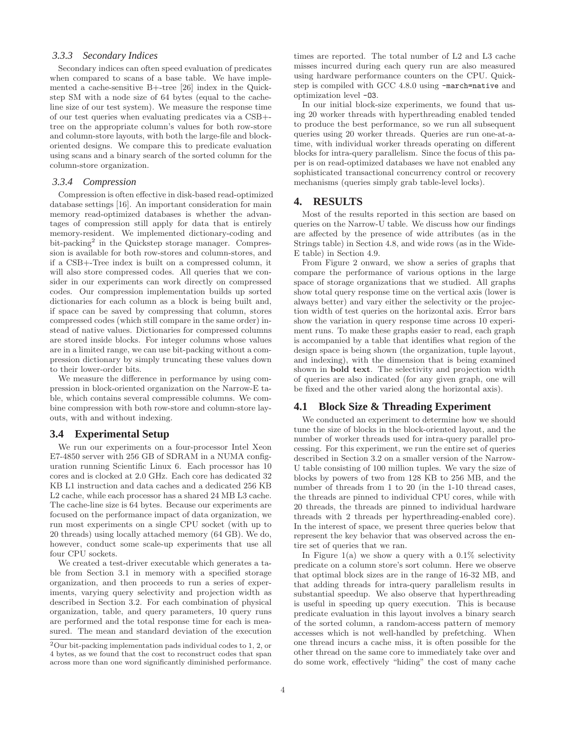### 3.3.3 Secondary Indices

Secondary indices can often speed evaluation of predicates when compared to scans of a base table. We have implemented a cache-sensitive B+-tree [26] index in the Quickstep SM with a node size of 64 bytes (equal to the cache-line size of our test system). We measure the response time of our test queries when evaluating predicates via a CSB+-tree on the appropriate column's values for both row-store and column-store layouts, with both the large-file and block-oriented designs. We compare this to predicate evaluation using scans and a binary search of the sorted column for the column-store organization.

### 3.3.4 Compression

Compression is often effective in disk-based read-optimized database settings [16]. An important consideration for main memory read-optimized databases is whether the advantages of compression still apply for data that is entirely memory-resident. We implemented dictionary-coding and bit-packing[2] in the Quickstep storage manager. Compression is available for both row-stores and column-stores, and if a CSB+-Tree index is built on a compressed column, it will also store compressed codes. All queries that we consider in our experiments can work directly on compressed codes. Our compression implementation builds up sorted dictionaries for each column as a block is being built and, if space can be saved by compressing that column, stores compressed codes (which still compare in the same order) instead of native values. Dictionaries for compressed columns are stored inside blocks. For integer columns whose values are in a limited range, we can use bit-packing without a compression dictionary by simply truncating these values down to their lower-order bits.

We measure the difference in performance by using compression in block-oriented organization on the Narrow-E table, which contains several compressible columns. We combine compression with both row-store and column-store layouts, with and without indexing.

## 3.4 Experimental Setup

We run our experiments on a four-processor Intel Xeon E7-4850 server with 256 GB of SDRAM in a NUMA configuration running Scientific Linux 6. Each processor has 10 cores and is clocked at 2.0 GHz. Each core has dedicated 32 KB L1 instruction and data caches and a dedicated 256 KB L2 cache, while each processor has a shared 24 MB L3 cache. The cache-line size is 64 bytes. Because our experiments are focused on the performance impact of data organization, we run most experiments on a single CPU socket (with up to 20 threads) using locally attached memory (64 GB). We do, however, conduct some scale-up experiments that use all four CPU sockets.

We created a test-driver executable which generates a table from Section 3.1 in memory with a specified storage organization, and then proceeds to run a series of experiments, varying query selectivity and projection width as described in Section 3.2. For each combination of physical organization, table, and query parameters, 10 query runs are performed and the total response time for each is measured. The mean and standard deviation of the execution times are reported. The total number of L2 and L3 cache misses incurred during each query run are also measured using hardware performance counters on the CPU. Quickstep is compiled with GCC 4.8.0 using `-march=native` and optimization level `-O3`.

In our initial block-size experiments, we found that using 20 worker threads with hyperthreading enabled tended to produce the best performance, so we run all subsequent queries using 20 worker threads. Queries are run one-at-a-time, with individual worker threads operating on different blocks for intra-query parallelism. Since the focus of this paper is on read-optimized databases we have not enabled any sophisticated transactional concurrency control or recovery mechanisms (queries simply grab table-level locks).

[2]Our bit-packing implementation pads individual codes to 1, 2, or 4 bytes, as we found that the cost to reconstruct codes that span across more than one word significantly diminished performance.

# 4. RESULTS

Most of the results reported in this section are based on queries on the Narrow-U table. We discuss how our findings are affected by the presence of wide attributes (as in the Strings table) in Section 4.8, and wide rows (as in the Wide-E table) in Section 4.9.

From Figure 2 onward, we show a series of graphs that compare the performance of various options in the large space of storage organizations that we studied. All graphs show total query response time on the vertical axis (lower is always better) and vary either the selectivity or the projection width of test queries on the horizontal axis. Error bars show the variation in query response time across 10 experiment runs. To make these graphs easier to read, each graph is accompanied by a table that identifies what region of the design space is being shown (the organization, tuple layout, and indexing), with the dimension that is being examined shown in **bold text**. The selectivity and projection width of queries are also indicated (for any given graph, one will be fixed and the other varied along the horizontal axis).

## 4.1 Block Size & Threading Experiment

We conducted an experiment to determine how we should tune the size of blocks in the block-oriented layout, and the number of worker threads used for intra-query parallel processing. For this experiment, we run the entire set of queries described in Section 3.2 on a smaller version of the Narrow-U table consisting of 100 million tuples. We vary the size of blocks by powers of two from 128 KB to 256 MB, and the number of threads from 1 to 20 (in the 1-10 thread cases, the threads are pinned to individual CPU cores, while with 20 threads, the threads are pinned to individual hardware threads with 2 threads per hyperthreading-enabled core). In the interest of space, we present three queries below that represent the key behavior that was observed across the entire set of queries that we ran.

In Figure 1(a) we show a query with a 0.1% selectivity predicate on a column store's sort column. Here we observe that optimal block sizes are in the range of 16-32 MB, and that adding threads for intra-query parallelism results in substantial speedup. We also observe that hyperthreading is useful in speeding up query execution. This is because predicate evaluation in this layout involves a binary search of the sorted column, a random-access pattern of memory accesses which is not well-handled by prefetching. When one thread incurs a cache miss, it is often possible for the other thread on the same core to immediately take over and do some work, effectively "hiding" the cost of many cache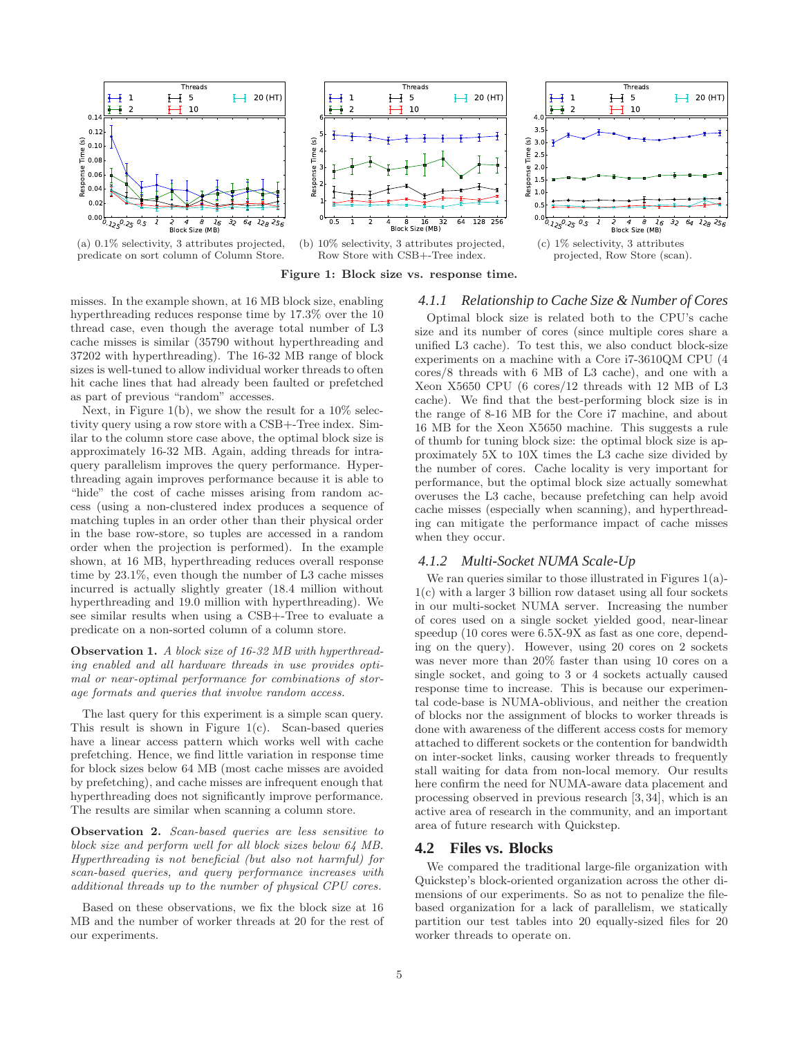(a) 0.1% selectivity, 3 attributes projected, predicate on sort column of Column Store.

(b) 10% selectivity, 3 attributes projected, Row Store with CSB+-Tree index.

(c) 1% selectivity, 3 attributes projected, Row Store (scan).

**Figure 1: Block size vs. response time.**

misses. In the example shown, at 16 MB block size, enabling hyperthreading reduces response time by 17.3% over the 10 thread case, even though the average total number of L3 cache misses is similar (35790 without hyperthreading and 37202 with hyperthreading). The 16-32 MB range of block sizes is well-tuned to allow individual worker threads to often hit cache lines that had already been faulted or prefetched as part of previous "random" accesses.

Next, in Figure 1(b), we show the result for a 10% selectivity query using a row store with a CSB+-Tree index. Similar to the column store case above, the optimal block size is approximately 16-32 MB. Again, adding threads for intra-query parallelism improves the query performance. Hyperthreading again improves performance because it is able to "hide" the cost of cache misses arising from random access (using a non-clustered index produces a sequence of matching tuples in an order other than their physical order in the base row-store, so tuples are accessed in a random order when the projection is performed). In the example shown, at 16 MB, hyperthreading reduces overall response time by 23.1%, even though the number of L3 cache misses incurred is actually slightly greater (18.4 million without hyperthreading and 19.0 million with hyperthreading). We see similar results when using a CSB+-Tree to evaluate a predicate on a non-sorted column of a column store.

**Observation 1.** *A block size of 16-32 MB with hyperthreading enabled and all hardware threads in use provides optimal or near-optimal performance for combinations of storage formats and queries that involve random access.*

The last query for this experiment is a simple scan query. This result is shown in Figure 1(c). Scan-based queries have a linear access pattern which works well with cache prefetching. Hence, we find little variation in response time for block sizes below 64 MB (most cache misses are avoided by prefetching), and cache misses are infrequent enough that hyperthreading does not significantly improve performance. The results are similar when scanning a column store.

**Observation 2.** *Scan-based queries are less sensitive to block size and perform well for all block sizes below 64 MB. Hyperthreading is not beneficial (but also not harmful) for scan-based queries, and query performance increases with additional threads up to the number of physical CPU cores.*

Based on these observations, we fix the block size at 16 MB and the number of worker threads at 20 for the rest of our experiments.

#### *4.1.1 Relationship to Cache Size & Number of Cores*

Optimal block size is related both to the CPU's cache size and its number of cores (since multiple cores share a unified L3 cache). To test this, we also conduct block-size experiments on a machine with a Core i7-3610QM CPU (4 cores/8 threads with 6 MB of L3 cache), and one with a Xeon X5650 CPU (6 cores/12 threads with 12 MB of L3 cache). We find that the best-performing block size is in the range of 8-16 MB for the Core i7 machine, and about 16 MB for the Xeon X5650 machine. This suggests a rule of thumb for tuning block size: the optimal block size is approximately 5X to 10X times the L3 cache size divided by the number of cores. Cache locality is very important for performance, but the optimal block size actually somewhat overuses the L3 cache, because prefetching can help avoid cache misses (especially when scanning), and hyperthreading can mitigate the performance impact of cache misses when they occur.

#### *4.1.2 Multi-Socket NUMA Scale-Up*

We ran queries similar to those illustrated in Figures 1(a)-1(c) with a larger 3 billion row dataset using all four sockets in our multi-socket NUMA server. Increasing the number of cores used on a single socket yielded good, near-linear speedup (10 cores were 6.5X-9X as fast as one core, depending on the query). However, using 20 cores on 2 sockets was never more than 20% faster than using 10 cores on a single socket, and going to 3 or 4 sockets actually caused response time to increase. This is because our experimental code-base is NUMA-oblivious, and neither the creation of blocks nor the assignment of blocks to worker threads is done with awareness of the different access costs for memory attached to different sockets or the contention for bandwidth on inter-socket links, causing worker threads to frequently stall waiting for data from non-local memory. Our results here confirm the need for NUMA-aware data placement and processing observed in previous research [3, 34], which is an active area of research in the community, and an important area of future research with Quickstep.

## 4.2 Files vs. Blocks

We compared the traditional large-file organization with Quickstep's block-oriented organization across the other dimensions of our experiments. So as not to penalize the file-based organization for a lack of parallelism, we statically partition our test tables into 20 equally-sized files for 20 worker threads to operate on.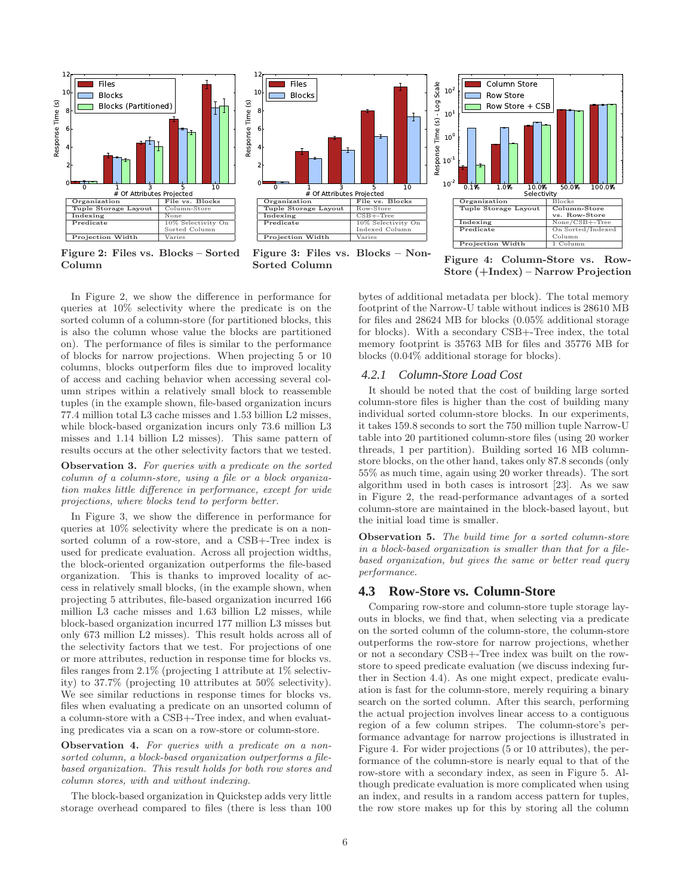| Organization | File vs. Blocks |
| --- | --- |
| Tuple Storage Layout | Column-Store |
| Indexing | None |
| Predicate | 10% Selectivity On Sorted Column |
| Projection Width | Varies |

**Figure 2: Files vs. Blocks – Sorted Column**

| Organization | File vs. Blocks |
| --- | --- |
| Tuple Storage Layout | Row-Store |
| Indexing | CSB+-Tree |
| Predicate | 10% Selectivity On Indexed Column |
| Projection Width | Varies |

**Figure 3: Files vs. Blocks – Non-Sorted Column**

| Organization | Blocks |
| --- | --- |
| Tuple Storage Layout | Column-Store vs. Row-Store |
| Indexing | None/CSB+-Tree |
| Predicate | On Sorted/Indexed Column |
| Projection Width | 1 Column |

**Figure 4: Column-Store vs. Row-Store (+Index) – Narrow Projection**

In Figure 2, we show the difference in performance for queries at 10% selectivity where the predicate is on the sorted column of a column-store (for partitioned blocks, this is also the column whose value the blocks are partitioned on). The performance of files is similar to the performance of blocks for narrow projections. When projecting 5 or 10 columns, blocks outperform files due to improved locality of access and caching behavior when accessing several column stripes within a relatively small block to reassemble tuples (in the example shown, file-based organization incurs 77.4 million total L3 cache misses and 1.53 billion L2 misses, while block-based organization incurs only 73.6 million L3 misses and 1.14 billion L2 misses). This same pattern of results occurs at the other selectivity factors that we tested.

**Observation 3.** *For queries with a predicate on the sorted column of a column-store, using a file or a block organization makes little difference in performance, except for wide projections, where blocks tend to perform better.*

In Figure 3, we show the difference in performance for queries at 10% selectivity where the predicate is on a non-sorted column of a row-store, and a CSB+-Tree index is used for predicate evaluation. Across all projection widths, the block-oriented organization outperforms the file-based organization. This is thanks to improved locality of access in relatively small blocks, (in the example shown, when projecting 5 attributes, file-based organization incurred 166 million L3 cache misses and 1.63 billion L2 misses, while block-based organization incurred 177 million L3 misses but only 673 million L2 misses). This result holds across all of the selectivity factors that we test. For projections of one or more attributes, reduction in response time for blocks vs. files ranges from 2.1% (projecting 1 attribute at 1% selectivity) to 37.7% (projecting 10 attributes at 50% selectivity). We see similar reductions in response times for blocks vs. files when evaluating a predicate on an unsorted column of a column-store with a CSB+-Tree index, and when evaluating predicates via a scan on a row-store or column-store.

**Observation 4.** *For queries with a predicate on a non-sorted column, a block-based organization outperforms a file-based organization. This result holds for both row stores and column stores, with and without indexing.*

The block-based organization in Quickstep adds very little storage overhead compared to files (there is less than 100 bytes of additional metadata per block). The total memory footprint of the Narrow-U table without indices is 28610 MB for files and 28624 MB for blocks (0.05% additional storage for blocks). With a secondary CSB+-Tree index, the total memory footprint is 35763 MB for files and 35776 MB for blocks (0.04% additional storage for blocks).

### *4.2.1 Column-Store Load Cost*

It should be noted that the cost of building large sorted column-store files is higher than the cost of building many individual sorted column-store blocks. In our experiments, it takes 159.8 seconds to sort the 750 million tuple Narrow-U table into 20 partitioned column-store files (using 20 worker threads, 1 per partition). Building sorted 16 MB column-store blocks, on the other hand, takes only 87.8 seconds (only 55% as much time, again using 20 worker threads). The sort algorithm used in both cases is introsort [23]. As we saw in Figure 2, the read-performance advantages of a sorted column-store are maintained in the block-based layout, but the initial load time is smaller.

**Observation 5.** *The build time for a sorted column-store in a block-based organization is smaller than that for a file-based organization, but gives the same or better read query performance.*

## 4.3 Row-Store vs. Column-Store

Comparing row-store and column-store tuple storage layouts in blocks, we find that, when selecting via a predicate on the sorted column of the column-store, the column-store outperforms the row-store for narrow projections, whether or not a secondary CSB+-Tree index was built on the row-store to speed predicate evaluation (we discuss indexing further in Section 4.4). As one might expect, predicate evaluation is fast for the column-store, merely requiring a binary search on the sorted column. After this search, performing the actual projection involves linear access to a contiguous region of a few column stripes. The column-store's performance advantage for narrow projections is illustrated in Figure 4. For wider projections (5 or 10 attributes), the performance of the column-store is nearly equal to that of the row-store with a secondary index, as seen in Figure 5. Although predicate evaluation is more complicated when using an index, and results in a random access pattern for tuples, the row store makes up for this by storing all the column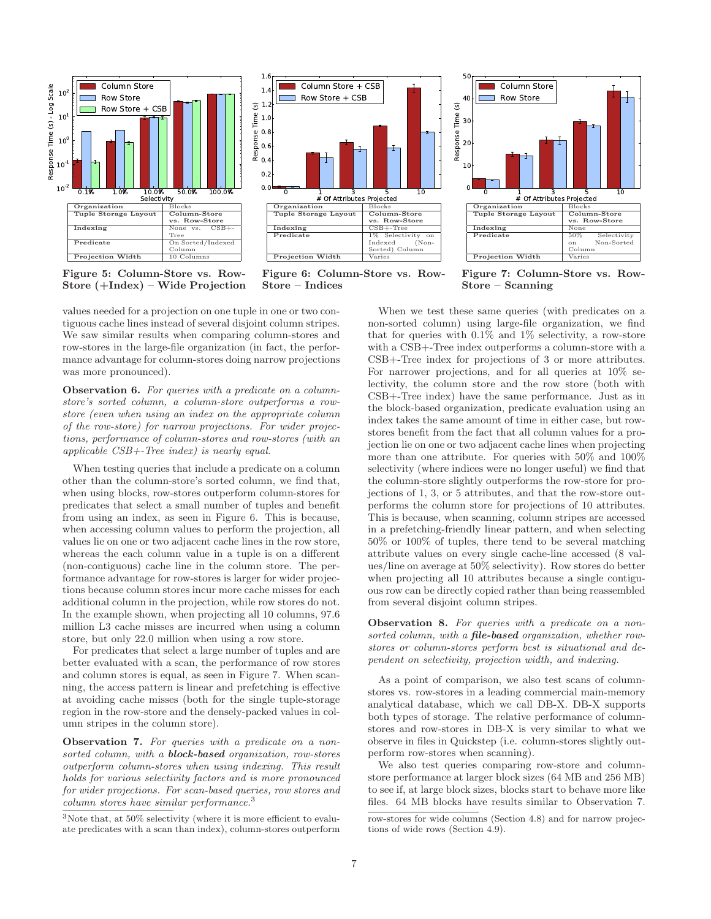| Organization | Blocks |
|---|---|
| Tuple Storage Layout | Column-Store vs. Row-Store |
| Indexing | None vs. CSB+-Tree |
| Predicate | On Sorted/Indexed Column |
| Projection Width | 10 Columns |

**Figure 5: Column-Store vs. Row-Store (+Index) – Wide Projection**

| Organization | Blocks |
|---|---|
| Tuple Storage Layout | Column-Store vs. Row-Store |
| Indexing | CSB+-Tree |
| Predicate | 1% Selectivity on Indexed (Non-Sorted) Column |
| Projection Width | Varies |

**Figure 6: Column-Store vs. Row-Store – Indices**

| Organization | Blocks |
|---|---|
| Tuple Storage Layout | Column-Store vs. Row-Store |
| Indexing | None |
| Predicate | 50% Selectivity on Non-Sorted Column |
| Projection Width | Varies |

**Figure 7: Column-Store vs. Row-Store – Scanning**

values needed for a projection on one tuple in one or two contiguous cache lines instead of several disjoint column stripes. We saw similar results when comparing column-stores and row-stores in the large-file organization (in fact, the performance advantage for column-stores doing narrow projections was more pronounced).

**Observation 6.** *For queries with a predicate on a column-store's sorted column, a column-store outperforms a row-store (even when using an index on the appropriate column of the row-store) for narrow projections. For wider projections, performance of column-stores and row-stores (with an applicable CSB+-Tree index) is nearly equal.*

When testing queries that include a predicate on a column other than the column-store's sorted column, we find that, when using blocks, row-stores outperform column-stores for predicates that select a small number of tuples and benefit from using an index, as seen in Figure 6. This is because, when accessing column values to perform the projection, all values lie on one or two adjacent cache lines in the row store, whereas the each column value in a tuple is on a different (non-contiguous) cache line in the column store. The performance advantage for row-stores is larger for wider projections because column stores incur more cache misses for each additional column in the projection, while row stores do not. In the example shown, when projecting all 10 columns, 97.6 million L3 cache misses are incurred when using a column store, but only 22.0 million when using a row store.

For predicates that select a large number of tuples and are better evaluated with a scan, the performance of row stores and column stores is equal, as seen in Figure 7. When scanning, the access pattern is linear and prefetching is effective at avoiding cache misses (both for the single tuple-storage region in the row-store and the densely-packed values in column stripes in the column store).

**Observation 7.** *For queries with a predicate on a non-sorted column, with a **block-based** organization, row-stores outperform column-stores when using indexing. This result holds for various selectivity factors and is more pronounced for wider projections. For scan-based queries, row stores and column stores have similar performance.*[3]

When we test these same queries (with predicates on a non-sorted column) using large-file organization, we find that for queries with 0.1% and 1% selectivity, a row-store with a CSB+-Tree index outperforms a column-store with a CSB+-Tree index for projections of 3 or more attributes. For narrower projections, and for all queries at 10% selectivity, the column store and the row store (both with CSB+-Tree index) have the same performance. Just as in the block-based organization, predicate evaluation using an index takes the same amount of time in either case, but row-stores benefit from the fact that all column values for a projection lie on one or two adjacent cache lines when projecting more than one attribute. For queries with 50% and 100% selectivity (where indices were no longer useful) we find that the column-store slightly outperforms the row-store for projections of 1, 3, or 5 attributes, and that the row-store outperforms the column store for projections of 10 attributes. This is because, when scanning, column stripes are accessed in a prefetching-friendly linear pattern, and when selecting 50% or 100% of tuples, there tend to be several matching attribute values on every single cache-line accessed (8 values/line on average at 50% selectivity). Row stores do better when projecting all 10 attributes because a single contiguous row can be directly copied rather than being reassembled from several disjoint column stripes.

**Observation 8.** *For queries with a predicate on a non-sorted column, with a **file-based** organization, whether row-stores or column-stores perform best is situational and dependent on selectivity, projection width, and indexing.*

As a point of comparison, we also test scans of column-stores vs. row-stores in a leading commercial main-memory analytical database, which we call DB-X. DB-X supports both types of storage. The relative performance of column-stores and row-stores in DB-X is very similar to what we observe in files in Quickstep (i.e. column-stores slightly outperform row-stores when scanning).

We also test queries comparing row-store and column-store performance at larger block sizes (64 MB and 256 MB) to see if, at large block sizes, blocks start to behave more like files. 64 MB blocks have results similar to Observation 7.

[3] Note that, at 50% selectivity (where it is more efficient to evaluate predicates with a scan than index), column-stores outperform row-stores for wide columns (Section 4.8) and for narrow projections of wide rows (Section 4.9).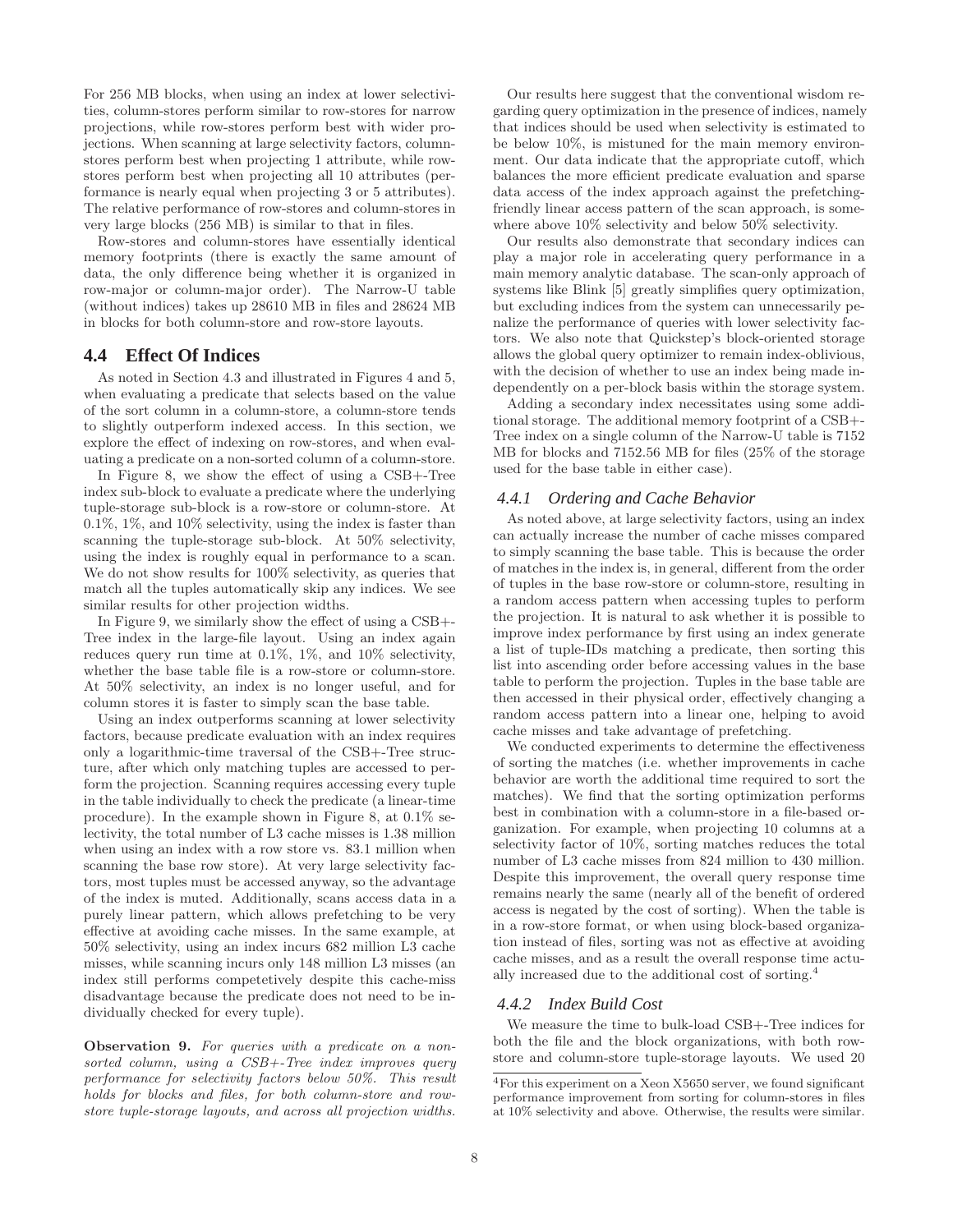For 256 MB blocks, when using an index at lower selectivities, column-stores perform similar to row-stores for narrow projections, while row-stores perform best with wider projections. When scanning at large selectivity factors, column-stores perform best when projecting 1 attribute, while row-stores perform best when projecting all 10 attributes (performance is nearly equal when projecting 3 or 5 attributes). The relative performance of row-stores and column-stores in very large blocks (256 MB) is similar to that in files.

Row-stores and column-stores have essentially identical memory footprints (there is exactly the same amount of data, the only difference being whether it is organized in row-major or column-major order). The Narrow-U table (without indices) takes up 28610 MB in files and 28624 MB in blocks for both column-store and row-store layouts.

## 4.4 Effect Of Indices

As noted in Section 4.3 and illustrated in Figures 4 and 5, when evaluating a predicate that selects based on the value of the sort column in a column-store, a column-store tends to slightly outperform indexed access. In this section, we explore the effect of indexing on row-stores, and when evaluating a predicate on a non-sorted column of a column-store.

In Figure 8, we show the effect of using a CSB+-Tree index sub-block to evaluate a predicate where the underlying tuple-storage sub-block is a row-store or column-store. At 0.1%, 1%, and 10% selectivity, using the index is faster than scanning the tuple-storage sub-block. At 50% selectivity, using the index is roughly equal in performance to a scan. We do not show results for 100% selectivity, as queries that match all the tuples automatically skip any indices. We see similar results for other projection widths.

In Figure 9, we similarly show the effect of using a CSB+-Tree index in the large-file layout. Using an index again reduces query run time at 0.1%, 1%, and 10% selectivity, whether the base table file is a row-store or column-store. At 50% selectivity, an index is no longer useful, and for column stores it is faster to simply scan the base table.

Using an index outperforms scanning at lower selectivity factors, because predicate evaluation with an index requires only a logarithmic-time traversal of the CSB+-Tree structure, after which only matching tuples are accessed to perform the projection. Scanning requires accessing every tuple in the table individually to check the predicate (a linear-time procedure). In the example shown in Figure 8, at 0.1% selectivity, the total number of L3 cache misses is 1.38 million when using an index with a row store vs. 83.1 million when scanning the base row store). At very large selectivity factors, most tuples must be accessed anyway, so the advantage of the index is muted. Additionally, scans access data in a purely linear pattern, which allows prefetching to be very effective at avoiding cache misses. In the same example, at 50% selectivity, using an index incurs 682 million L3 cache misses, while scanning incurs only 148 million L3 misses (an index still performs competetively despite this cache-miss disadvantage because the predicate does not need to be individually checked for every tuple).

**Observation 9.** *For queries with a predicate on a non-sorted column, using a CSB+-Tree index improves query performance for selectivity factors below 50%. This result holds for blocks and files, for both column-store and row-store tuple-storage layouts, and across all projection widths.*

Our results here suggest that the conventional wisdom regarding query optimization in the presence of indices, namely that indices should be used when selectivity is estimated to be below 10%, is mistuned for the main memory environment. Our data indicate that the appropriate cutoff, which balances the more efficient predicate evaluation and sparse data access of the index approach against the prefetching-friendly linear access pattern of the scan approach, is somewhere above 10% selectivity and below 50% selectivity.

Our results also demonstrate that secondary indices can play a major role in accelerating query performance in a main memory analytic database. The scan-only approach of systems like Blink [5] greatly simplifies query optimization, but excluding indices from the system can unnecessarily penalize the performance of queries with lower selectivity factors. We also note that Quickstep's block-oriented storage allows the global query optimizer to remain index-oblivious, with the decision of whether to use an index being made independently on a per-block basis within the storage system.

Adding a secondary index necessitates using some additional storage. The additional memory footprint of a CSB+-Tree index on a single column of the Narrow-U table is 7152 MB for blocks and 7152.56 MB for files (25% of the storage used for the base table in either case).

### 4.4.1 Ordering and Cache Behavior

As noted above, at large selectivity factors, using an index can actually increase the number of cache misses compared to simply scanning the base table. This is because the order of matches in the index is, in general, different from the order of tuples in the base row-store or column-store, resulting in a random access pattern when accessing tuples to perform the projection. It is natural to ask whether it is possible to improve index performance by first using an index generate a list of tuple-IDs matching a predicate, then sorting this list into ascending order before accessing values in the base table to perform the projection. Tuples in the base table are then accessed in their physical order, effectively changing a random access pattern into a linear one, helping to avoid cache misses and take advantage of prefetching.

We conducted experiments to determine the effectiveness of sorting the matches (i.e. whether improvements in cache behavior are worth the additional time required to sort the matches). We find that the sorting optimization performs best in combination with a column-store in a file-based organization. For example, when projecting 10 columns at a selectivity factor of 10%, sorting matches reduces the total number of L3 cache misses from 824 million to 430 million. Despite this improvement, the overall query response time remains nearly the same (nearly all of the benefit of ordered access is negated by the cost of sorting). When the table is in a row-store format, or when using block-based organization instead of files, sorting was not as effective at avoiding cache misses, and as a result the overall response time actually increased due to the additional cost of sorting.[4]

### 4.4.2 Index Build Cost

We measure the time to bulk-load CSB+-Tree indices for both the file and the block organizations, with both row-store and column-store tuple-storage layouts. We used 20

[4]For this experiment on a Xeon X5650 server, we found significant performance improvement from sorting for column-stores in files at 10% selectivity and above. Otherwise, the results were similar.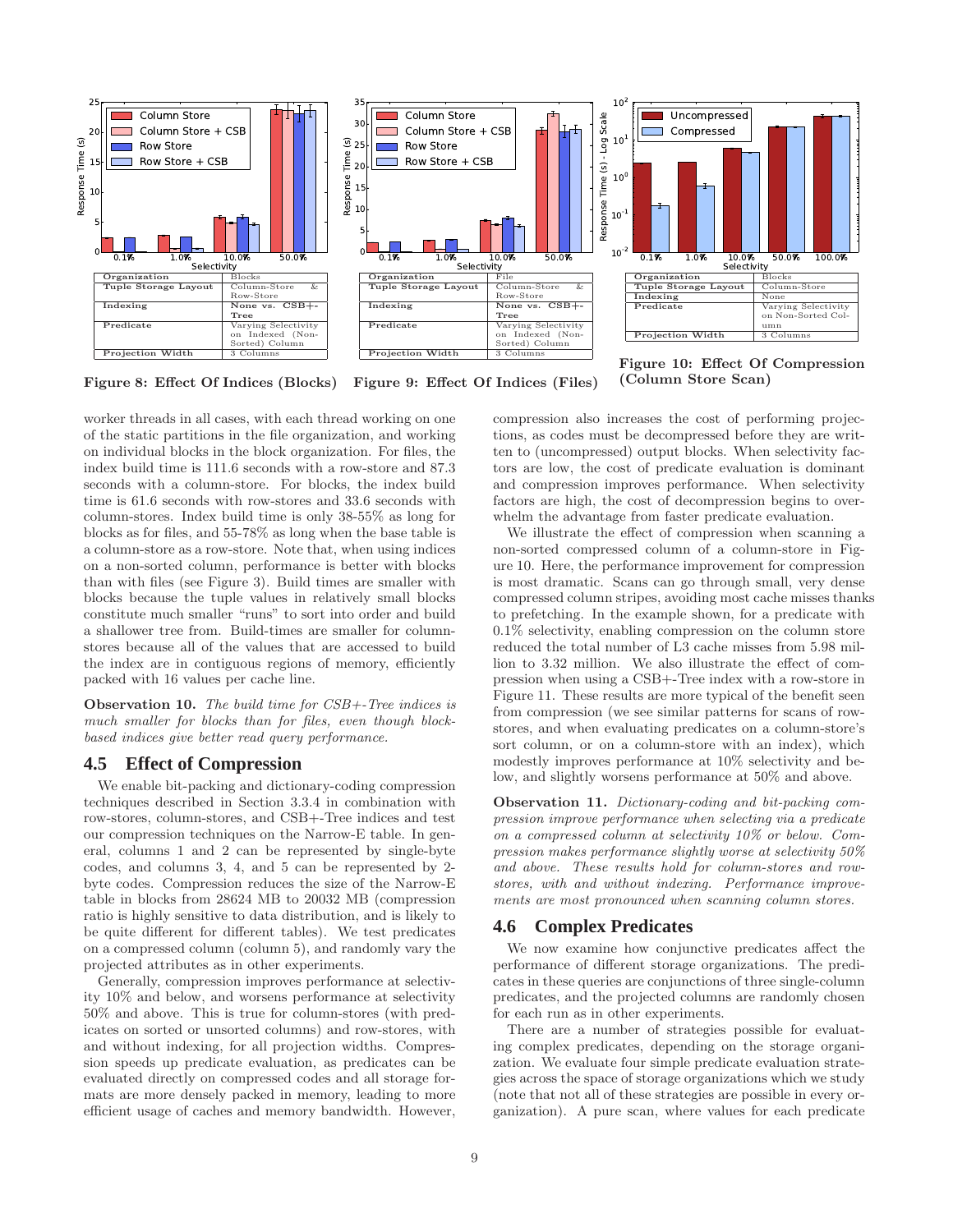| Organization | Blocks |
| --- | --- |
| Tuple Storage Layout | Column-Store & Row-Store |
| Indexing | None vs. CSB+-Tree |
| Predicate | Varying Selectivity on Indexed (Non-Sorted) Column |
| Projection Width | 3 Columns |

**Figure 8: Effect Of Indices (Blocks)**

| Organization | File |
| --- | --- |
| Tuple Storage Layout | Column-Store & Row-Store |
| Indexing | None vs. CSB+-Tree |
| Predicate | Varying Selectivity on Indexed (Non-Sorted) Column |
| Projection Width | 3 Columns |

**Figure 9: Effect Of Indices (Files)**

| Organization | Blocks |
| --- | --- |
| Tuple Storage Layout | Column-Store |
| Indexing | None |
| Predicate | Varying Selectivity on Non-Sorted Column |
| Projection Width | 3 Columns |

**Figure 10: Effect Of Compression (Column Store Scan)**

worker threads in all cases, with each thread working on one of the static partitions in the file organization, and working on individual blocks in the block organization. For files, the index build time is 111.6 seconds with a row-store and 87.3 seconds with a column-store. For blocks, the index build time is 61.6 seconds with row-stores and 33.6 seconds with column-stores. Index build time is only 38-55% as long for blocks as for files, and 55-78% as long when the base table is a column-store as a row-store. Note that, when using indices on a non-sorted column, performance is better with blocks than with files (see Figure 3). Build times are smaller with blocks because the tuple values in relatively small blocks constitute much smaller "runs" to sort into order and build a shallower tree from. Build-times are smaller for column-stores because all of the values that are accessed to build the index are in contiguous regions of memory, efficiently packed with 16 values per cache line.

**Observation 10.** *The build time for CSB+-Tree indices is much smaller for blocks than for files, even though block-based indices give better read query performance.*

## 4.5 Effect of Compression

We enable bit-packing and dictionary-coding compression techniques described in Section 3.3.4 in combination with row-stores, column-stores, and CSB+-Tree indices and test our compression techniques on the Narrow-E table. In general, columns 1 and 2 can be represented by single-byte codes, and columns 3, 4, and 5 can be represented by 2-byte codes. Compression reduces the size of the Narrow-E table in blocks from 28624 MB to 20032 MB (compression ratio is highly sensitive to data distribution, and is likely to be quite different for different tables). We test predicates on a compressed column (column 5), and randomly vary the projected attributes as in other experiments.

Generally, compression improves performance at selectivity 10% and below, and worsens performance at selectivity 50% and above. This is true for column-stores (with predicates on sorted or unsorted columns) and row-stores, with and without indexing, for all projection widths. Compression speeds up predicate evaluation, as predicates can be evaluated directly on compressed codes and all storage formats are more densely packed in memory, leading to more efficient usage of caches and memory bandwidth. However, compression also increases the cost of performing projections, as codes must be decompressed before they are written to (uncompressed) output blocks. When selectivity factors are low, the cost of predicate evaluation is dominant and compression improves performance. When selectivity factors are high, the cost of decompression begins to overwhelm the advantage from faster predicate evaluation.

We illustrate the effect of compression when scanning a non-sorted compressed column of a column-store in Figure 10. Here, the performance improvement for compression is most dramatic. Scans can go through small, very dense compressed column stripes, avoiding most cache misses thanks to prefetching. In the example shown, for a predicate with 0.1% selectivity, enabling compression on the column store reduced the total number of L3 cache misses from 5.98 million to 3.32 million. We also illustrate the effect of compression when using a CSB+-Tree index with a row-store in Figure 11. These results are more typical of the benefit seen from compression (we see similar patterns for scans of row-stores, and when evaluating predicates on a column-store's sort column, or on a column-store with an index), which modestly improves performance at 10% selectivity and below, and slightly worsens performance at 50% and above.

**Observation 11.** *Dictionary-coding and bit-packing compression improve performance when selecting via a predicate on a compressed column at selectivity 10% or below. Compression makes performance slightly worse at selectivity 50% and above. These results hold for column-stores and row-stores, with and without indexing. Performance improvements are most pronounced when scanning column stores.*

## 4.6 Complex Predicates

We now examine how conjunctive predicates affect the performance of different storage organizations. The predicates in these queries are conjunctions of three single-column predicates, and the projected columns are randomly chosen for each run as in other experiments.

There are a number of strategies possible for evaluating complex predicates, depending on the storage organization. We evaluate four simple predicate evaluation strategies across the space of storage organizations which we study (note that not all of these strategies are possible in every organization). A pure scan, where values for each predicate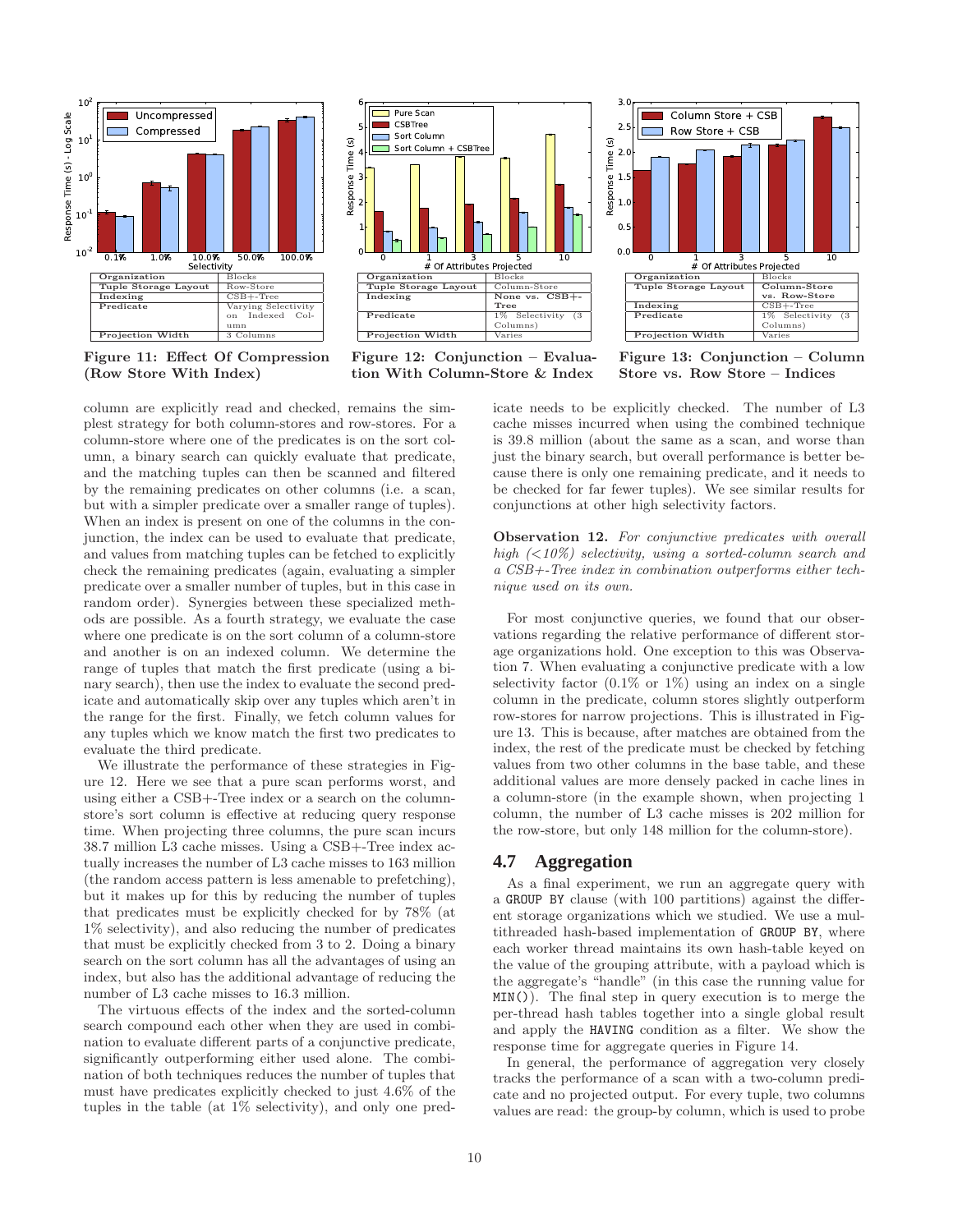| Organization | Blocks |
| --- | --- |
| Tuple Storage Layout | Row-Store |
| Indexing | CSB+-Tree |
| Predicate | Varying Selectivity on Indexed Column |
| Projection Width | 3 Columns |

**Figure 11: Effect Of Compression (Row Store With Index)**

| Organization | Blocks |
| --- | --- |
| Tuple Storage Layout | Column-Store |
| Indexing | None vs. CSB+-Tree |
| Predicate | 1% Selectivity (3 Columns) |
| Projection Width | Varies |

**Figure 12: Conjunction – Evaluation With Column-Store & Index**

| Organization | Blocks |
| --- | --- |
| Tuple Storage Layout | Column-Store vs. Row-Store |
| Indexing | CSB+-Tree |
| Predicate | 1% Selectivity (3 Columns) |
| Projection Width | Varies |

**Figure 13: Conjunction – Column Store vs. Row Store – Indices**

column are explicitly read and checked, remains the simplest strategy for both column-stores and row-stores. For a column-store where one of the predicates is on the sort column, a binary search can quickly evaluate that predicate, and the matching tuples can then be scanned and filtered by the remaining predicates on other columns (i.e. a scan, but with a simpler predicate over a smaller range of tuples). When an index is present on one of the columns in the conjunction, the index can be used to evaluate that predicate, and values from matching tuples can be fetched to explicitly check the remaining predicates (again, evaluating a simpler predicate over a smaller number of tuples, but in this case in random order). Synergies between these specialized methods are possible. As a fourth strategy, we evaluate the case where one predicate is on the sort column of a column-store and another is on an indexed column. We determine the range of tuples that match the first predicate (using a binary search), then use the index to evaluate the second predicate and automatically skip over any tuples which aren't in the range for the first. Finally, we fetch column values for any tuples which we know match the first two predicates to evaluate the third predicate.

We illustrate the performance of these strategies in Figure 12. Here we see that a pure scan performs worst, and using either a CSB+-Tree index or a search on the column-store's sort column is effective at reducing query response time. When projecting three columns, the pure scan incurs 38.7 million L3 cache misses. Using a CSB+-Tree index actually increases the number of L3 cache misses to 163 million (the random access pattern is less amenable to prefetching), but it makes up for this by reducing the number of tuples that predicates must be explicitly checked for by 78% (at 1% selectivity), and also reducing the number of predicates that must be explicitly checked from 3 to 2. Doing a binary search on the sort column has all the advantages of using an index, but also has the additional advantage of reducing the number of L3 cache misses to 16.3 million.

The virtuous effects of the index and the sorted-column search compound each other when they are used in combination to evaluate different parts of a conjunctive predicate, significantly outperforming either used alone. The combination of both techniques reduces the number of tuples that must have predicates explicitly checked to just 4.6% of the tuples in the table (at 1% selectivity), and only one predicate needs to be explicitly checked. The number of L3 cache misses incurred when using the combined technique is 39.8 million (about the same as a scan, and worse than just the binary search, but overall performance is better because there is only one remaining predicate, and it needs to be checked for far fewer tuples). We see similar results for conjunctions at other high selectivity factors.

**Observation 12.** *For conjunctive predicates with overall high (<10%) selectivity, using a sorted-column search and a CSB+-Tree index in combination outperforms either technique used on its own.*

For most conjunctive queries, we found that our observations regarding the relative performance of different storage organizations hold. One exception to this was Observation 7. When evaluating a conjunctive predicate with a low selectivity factor (0.1% or 1%) using an index on a single column in the predicate, column stores slightly outperform row-stores for narrow projections. This is illustrated in Figure 13. This is because, after matches are obtained from the index, the rest of the predicate must be checked by fetching values from two other columns in the base table, and these additional values are more densely packed in cache lines in a column-store (in the example shown, when projecting 1 column, the number of L3 cache misses is 202 million for the row-store, but only 148 million for the column-store).

## 4.7 Aggregation

As a final experiment, we run an aggregate query with a `GROUP BY` clause (with 100 partitions) against the different storage organizations which we studied. We use a multithreaded hash-based implementation of `GROUP BY`, where each worker thread maintains its own hash-table keyed on the value of the grouping attribute, with a payload which is the aggregate's "handle" (in this case the running value for `MIN()`). The final step in query execution is to merge the per-thread hash tables together into a single global result and apply the `HAVING` condition as a filter. We show the response time for aggregate queries in Figure 14.

In general, the performance of aggregation very closely tracks the performance of a scan with a two-column predicate and no projected output. For every tuple, two columns values are read: the group-by column, which is used to probe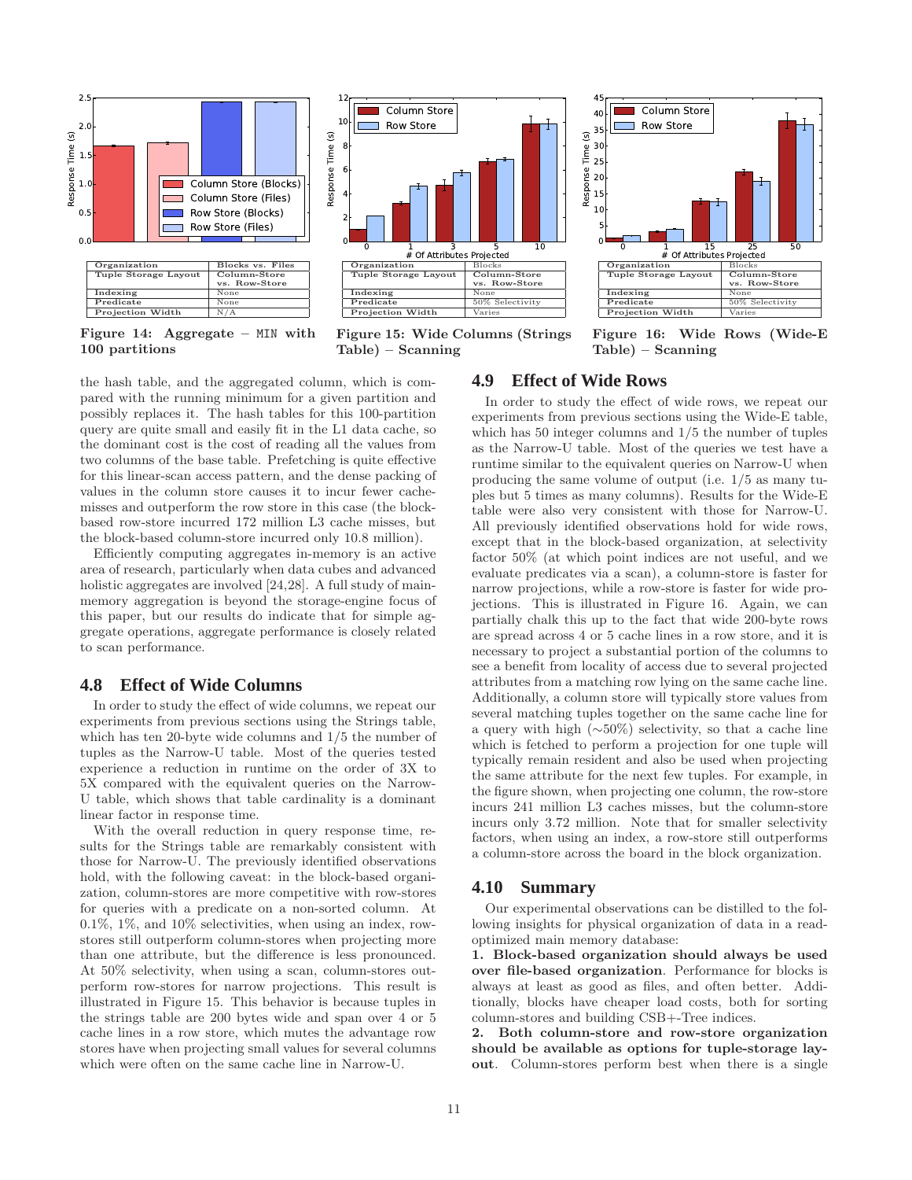| Organization | Blocks vs. Files |
|---|---|
| Tuple Storage Layout | Column-Store vs. Row-Store |
| Indexing | None |
| Predicate | None |
| Projection Width | N/A |

**Figure 14: Aggregate – MIN with 100 partitions**

| Organization | Blocks |
|---|---|
| Tuple Storage Layout | Column-Store vs. Row-Store |
| Indexing | None |
| Predicate | 50% Selectivity |
| Projection Width | Varies |

**Figure 15: Wide Columns (Strings Table) – Scanning**

| Organization | Blocks |
|---|---|
| Tuple Storage Layout | Column-Store vs. Row-Store |
| Indexing | None |
| Predicate | 50% Selectivity |
| Projection Width | Varies |

**Figure 16: Wide Rows (Wide-E Table) – Scanning**

the hash table, and the aggregated column, which is compared with the running minimum for a given partition and possibly replaces it. The hash tables for this 100-partition query are quite small and easily fit in the L1 data cache, so the dominant cost is the cost of reading all the values from two columns of the base table. Prefetching is quite effective for this linear-scan access pattern, and the dense packing of values in the column store causes it to incur fewer cache-misses and outperform the row store in this case (the block-based row-store incurred 172 million L3 cache misses, but the block-based column-store incurred only 10.8 million).

Efficiently computing aggregates in-memory is an active area of research, particularly when data cubes and advanced holistic aggregates are involved [24,28]. A full study of main-memory aggregation is beyond the storage-engine focus of this paper, but our results do indicate that for simple aggregate operations, aggregate performance is closely related to scan performance.

## 4.8 Effect of Wide Columns

In order to study the effect of wide columns, we repeat our experiments from previous sections using the Strings table, which has ten 20-byte wide columns and 1/5 the number of tuples as the Narrow-U table. Most of the queries tested experience a reduction in runtime on the order of 3X to 5X compared with the equivalent queries on the Narrow-U table, which shows that table cardinality is a dominant linear factor in response time.

With the overall reduction in query response time, results for the Strings table are remarkably consistent with those for Narrow-U. The previously identified observations hold, with the following caveat: in the block-based organization, column-stores are more competitive with row-stores for queries with a predicate on a non-sorted column. At 0.1%, 1%, and 10% selectivities, when using an index, row-stores still outperform column-stores when projecting more than one attribute, but the difference is less pronounced. At 50% selectivity, when using a scan, column-stores outperform row-stores for narrow projections. This result is illustrated in Figure 15. This behavior is because tuples in the strings table are 200 bytes wide and span over 4 or 5 cache lines in a row store, which mutes the advantage row stores have when projecting small values for several columns which were often on the same cache line in Narrow-U.

## 4.9 Effect of Wide Rows

In order to study the effect of wide rows, we repeat our experiments from previous sections using the Wide-E table, which has 50 integer columns and 1/5 the number of tuples as the Narrow-U table. Most of the queries we test have a runtime similar to the equivalent queries on Narrow-U when producing the same volume of output (i.e. 1/5 as many tuples but 5 times as many columns). Results for the Wide-E table were also very consistent with those for Narrow-U. All previously identified observations hold for wide rows, except that in the block-based organization, at selectivity factor 50% (at which point indices are not useful, and we evaluate predicates via a scan), a column-store is faster for narrow projections, while a row-store is faster for wide projections. This is illustrated in Figure 16. Again, we can partially chalk this up to the fact that wide 200-byte rows are spread across 4 or 5 cache lines in a row store, and it is necessary to project a substantial portion of the columns to see a benefit from locality of access due to several projected attributes from a matching row lying on the same cache line. Additionally, a column store will typically store values from several matching tuples together on the same cache line for a query with high (∼50%) selectivity, so that a cache line which is fetched to perform a projection for one tuple will typically remain resident and also be used when projecting the same attribute for the next few tuples. For example, in the figure shown, when projecting one column, the row-store incurs 241 million L3 caches misses, but the column-store incurs only 3.72 million. Note that for smaller selectivity factors, when using an index, a row-store still outperforms a column-store across the board in the block organization.

## 4.10 Summary

Our experimental observations can be distilled to the following insights for physical organization of data in a read-optimized main memory database:

**1. Block-based organization should always be used over file-based organization**. Performance for blocks is always at least as good as files, and often better. Additionally, blocks have cheaper load costs, both for sorting column-stores and building CSB+-Tree indices.

**2. Both column-store and row-store organization should be available as options for tuple-storage layout**. Column-stores perform best when there is a single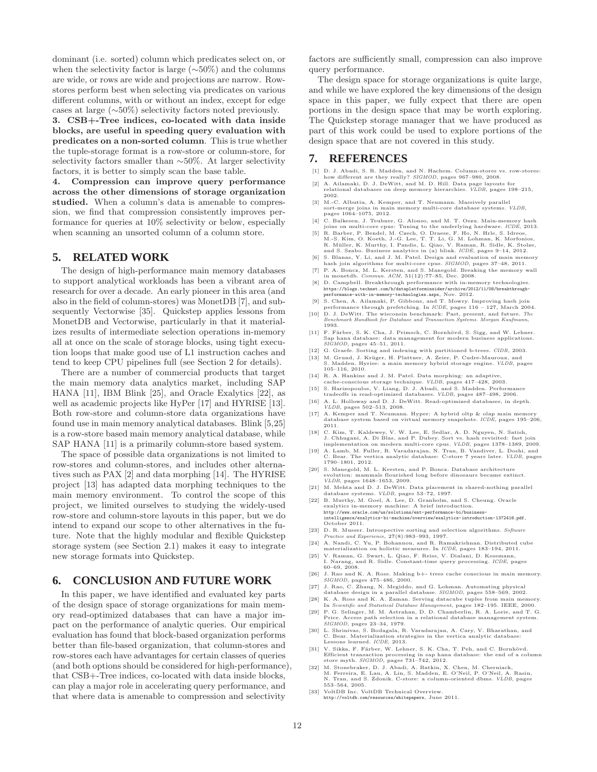dominant (i.e. sorted) column which predicates select on, or when the selectivity factor is large (∼50%) and the columns are wide, or rows are wide and projections are narrow. Row-stores perform best when selecting via predicates on various different columns, with or without an index, except for edge cases at large (∼50%) selectivity factors noted previously.

**3. CSB+-Tree indices, co-located with data inside blocks, are useful in speeding query evaluation with predicates on a non-sorted column**. This is true whether the tuple-storage format is a row-store or column-store, for selectivity factors smaller than ∼50%. At larger selectivity factors, it is better to simply scan the base table.

**4. Compression can improve query performance across the other dimensions of storage organization studied.** When a column's data is amenable to compression, we find that compression consistently improves performance for queries at 10% selectivity or below, especially when scanning an unsorted column of a column store.

## 5. RELATED WORK

The design of high-performance main memory databases to support analytical workloads has been a vibrant area of research for over a decade. An early pioneer in this area (and also in the field of column-stores) was MonetDB [7], and subsequently Vectorwise [35]. Quickstep applies lessons from MonetDB and Vectorwise, particularly in that it materializes results of intermediate selection operations in-memory all at once on the scale of storage blocks, using tight execution loops that make good use of L1 instruction caches and tend to keep CPU pipelines full (see Section 2 for details).

There are a number of commercial products that target the main memory data analytics market, including SAP HANA [11], IBM Blink [25], and Oracle Exalytics [22], as well as academic projects like HyPer [17] and HYRISE [13]. Both row-store and column-store data organizations have found use in main memory analytical databases. Blink [5,25] is a row-store based main memory analytical database, while SAP HANA [11] is a primarily column-store based system.

The space of possible data organizations is not limited to row-stores and column-stores, and includes other alternatives such as PAX [2] and data morphing [14]. The HYRISE project [13] has adapted data morphing techniques to the main memory environment. To control the scope of this project, we limited ourselves to studying the widely-used row-store and column-store layouts in this paper, but we do intend to expand our scope to other alternatives in the future. Note that the highly modular and flexible Quickstep storage system (see Section 2.1) makes it easy to integrate new storage formats into Quickstep.

## 6. CONCLUSION AND FUTURE WORK

In this paper, we have identified and evaluated key parts of the design space of storage organizations for main memory read-optimized databases that can have a major impact on the performance of analytic queries. Our empirical evaluation has found that block-based organization performs better than file-based organization, that column-stores and row-stores each have advantages for certain classes of queries (and both options should be considered for high-performance), that CSB+-Tree indices, co-located with data inside blocks, can play a major role in accelerating query performance, and that where data is amenable to compression and selectivity factors are sufficiently small, compression can also improve query performance.

The design space for storage organizations is quite large, and while we have explored the key dimensions of the design space in this paper, we fully expect that there are open portions in the design space that may be worth exploring. The Quickstep storage manager that we have produced as part of this work could be used to explore portions of the design space that are not covered in this study.

## 7. REFERENCES

[1] D. J. Abadi, S. R. Madden, and N. Hachem. Column-stores vs. row-stores: how different are they really? *SIGMOD*, pages 967–980, 2008.

[2] A. Ailamaki, D. J. DeWitt, and M. D. Hill. Data page layouts for relational databases on deep memory hierarchies. *VLDB*, pages 198–215, 2002.

[3] M.-C. Albutiu, A. Kemper, and T. Neumann. Massively parallel sort-merge joins in main memory multi-core database systems. *VLDB*, pages 1064–1075, 2012.

[4] C. Balkesen, J. Teubner, G. Alonso, and M. T. Oszu. Main-memory hash joins on multi-core cpus: Tuning to the underlying hardware. *ICDE*, 2013.

[5] R. Barber, P. Bendel, M. Czech, O. Draese, F. Ho, N. Hrle, S. Idreos, M.-S. Kim, O. Koeth, J.-G. Lee, T. T. Li, G. M. Lohman, K. Morfonios, R. Müller, K. Murthy, I. Pandis, L. Qiao, V. Raman, R. Sidle, K. Stolze, and S. Szabo. Business analytics in (a) blink. *ICDE*, pages 9–14, 2012.

[6] S. Blanas, Y. Li, and J. M. Patel. Design and evaluation of main memory hash join algorithms for multi-core cpus. *SIGMOD*, pages 37–48, 2011.

[7] P. A. Boncz, M. L. Kersten, and S. Manegold. Breaking the memory wall in monetdb. *Commun. ACM*, 51(12):77–85, Dec. 2008.

[8] D. Campbell. Breakthrough performance with in-memory technologies. https://blogs.technet.com/b/dataplatforminsider/archive/2012/11/08/breakthrough-performance-with-in-memory-technologies.aspx, Nov. 2012.

[9] S. Chen, A. Ailamaki, P. Gibbons, and T. Mowry. Improving hash join performance through prefetching. In *ICDE*, pages 116 – 127, March 2004.

[10] D. J. DeWitt. The wisconsin benchmark: Past, present, and future. *The Benchmark Handbook for Database and Transaction Systems. Morgan Kaufmann*, 1993.

[11] F. Färber, S. K. Cha, J. Primsch, C. Bornhövd, S. Sigg, and W. Lehner. Sap hana database: data management for modern business applications. *SIGMOD*, pages 45–51, 2011.

[12] G. Graefe. Sorting and indexing with partitioned b-trees. *CIDR*, 2003.

[13] M. Grund, J. Krüger, H. Plattner, A. Zeier, P. Cudre-Mauroux, and S. Madden. Hyrise: a main memory hybrid storage engine. *VLDB*, pages 105–116, 2010.

[14] R. A. Hankins and J. M. Patel. Data morphing: an adaptive, cache-conscious storage technique. *VLDB*, pages 417–428, 2003.

[15] S. Harizopoulos, V. Liang, D. J. Abadi, and S. Madden. Performance tradeoffs in read-optimized databases. *VLDB*, pages 487–498, 2006.

[16] A. L. Holloway and D. J. DeWitt. Read-optimized databases, in depth. *VLDB*, pages 502–513, 2008.

[17] A. Kemper and T. Neumann. Hyper: A hybrid oltp & olap main memory database system based on virtual memory snapshots. *ICDE*, pages 195–206, 2011.

[18] C. Kim, T. Kaldewey, V. W. Lee, E. Sedlar, A. D. Nguyen, N. Satish, J. Chhugani, A. Di Blas, and P. Dubey. Sort vs. hash revisited: fast join implementation on modern multi-core cpus. *VLDB*, pages 1378–1389, 2009.

[19] A. Lamb, M. Fuller, R. Varadarajan, N. Tran, B. Vandiver, L. Doshi, and C. Bear. The vertica analytic database: C-store 7 years later. *VLDB*, pages 1790–1801, 2012.

[20] S. Manegold, M. L. Kersten, and P. Boncz. Database architecture evolution: mammals flourished long before dinosaurs became extinct. *VLDB*, pages 1648–1653, 2009.

[21] M. Mehta and D. J. DeWitt. Data placement in shared-nothing parallel database systems. *VLDB*, pages 53–72, 1997.

[22] B. Murthy, M. Goel, A. Lee, D. Granholm, and S. Cheung. Oracle exalytics in-memory machine: A brief introduction. http://www.oracle.com/us/solutions/ent-performance-bi/business-intelligence/exalytics-bi-machine/overview/exalytics-introduction-1372418.pdf, October 2011.

[23] D. R. Musser. Introspective sorting and selection algorithms. *Software Practice and Experience*, 27(8):983–993, 1997.

[24] A. Nandi, C. Yu, P. Bohannon, and R. Ramakrishnan. Distributed cube materialization on holistic measures. In *ICDE*, pages 183–194, 2011.

[25] V. Raman, G. Swart, L. Qiao, F. Reiss, V. Dialani, D. Kossmann, I. Narang, and R. Sidle. Constant-time query processing. *ICDE*, pages 60–69, 2008.

[26] J. Rao and K. A. Ross. Making b+- trees cache conscious in main memory. *SIGMOD*, pages 475–486, 2000.

[27] J. Rao, C. Zhang, N. Megiddo, and G. Lohman. Automating physical database design in a parallel database. *SIGMOD*, pages 558–569, 2002.

[28] K. A. Ross and K. A. Zaman. Serving datacube tuples from main memory. In *Scientific and Statistical Database Management*, pages 182–195. IEEE, 2000.

[29] P. G. Selinger, M. M. Astrahan, D. D. Chamberlin, R. A. Lorie, and T. G. Price. Access path selection in a relational database management system. *SIGMOD*, pages 23–34, 1979.

[30] L. Shrinivas, S. Bodagala, R. Varadarajan, A. Cary, V. Bharathan, and C. Bear. Materialization strategies in the vertica analytic database: Lessons learned. *ICDE*, 2013.

[31] V. Sikka, F. Färber, W. Lehner, S. K. Cha, T. Peh, and C. Bornhövd. Efficient transaction processing in sap hana database: the end of a column store myth. *SIGMOD*, pages 731–742, 2012.

[32] M. Stonebraker, D. J. Abadi, A. Batkin, X. Chen, M. Cherniack, M. Ferreira, E. Lau, A. Lin, S. Madden, E. O'Neil, P. O'Neil, A. Rasin, N. Tran, and S. Zdonik. C-store: a column-oriented dbms. *VLDB*, pages 553–564, 2005.

[33] VoltDB Inc. VoltDB Technical Overview. http://voltdb.com/resources/whitepapers, June 2011.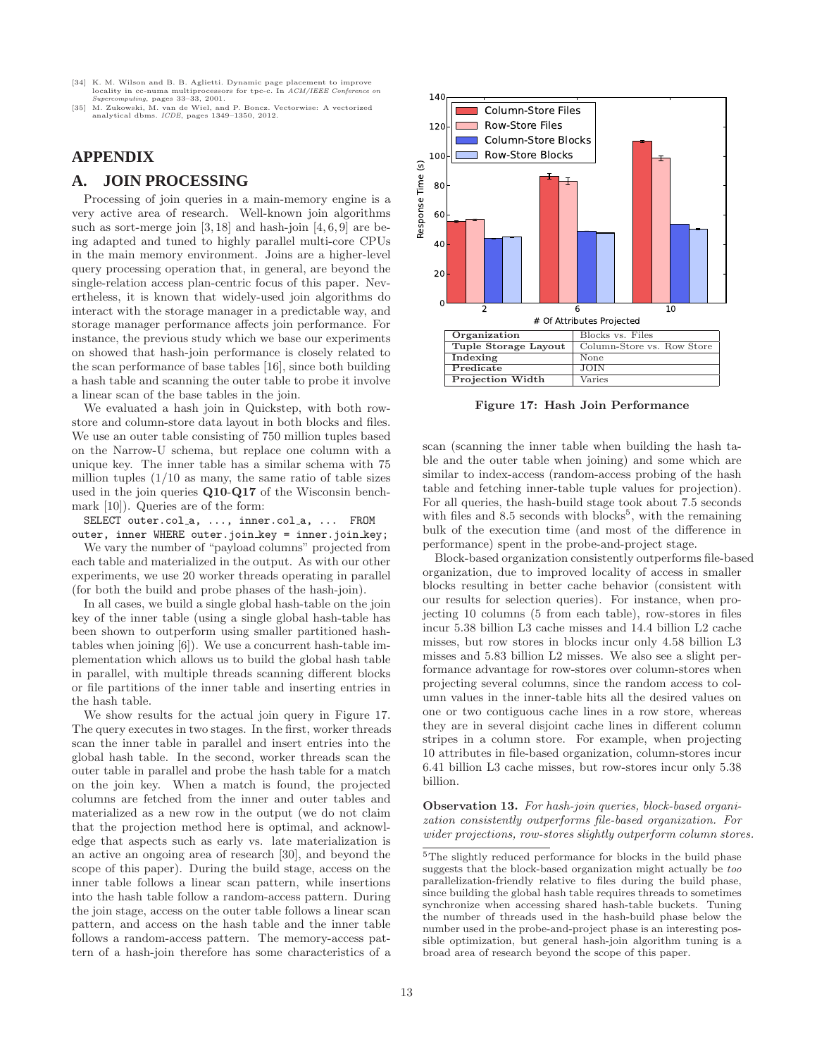[34] K. M. Wilson and B. B. Aglietti. Dynamic page placement to improve locality in cc-numa multiprocessors for tpc-c. In *ACM/IEEE Conference on Supercomputing*, pages 33–33, 2001.

[35] M. Zukowski, M. van de Wiel, and P. Boncz. Vectorwise: A vectorized analytical dbms. *ICDE*, pages 1349–1350, 2012.

# APPENDIX

## A. JOIN PROCESSING

Processing of join queries in a main-memory engine is a very active area of research. Well-known join algorithms such as sort-merge join [3, 18] and hash-join [4, 6, 9] are being adapted and tuned to highly parallel multi-core CPUs in the main memory environment. Joins are a higher-level query processing operation that, in general, are beyond the single-relation access plan-centric focus of this paper. Nevertheless, it is known that widely-used join algorithms do interact with the storage manager in a predictable way, and storage manager performance affects join performance. For instance, the previous study which we base our experiments on showed that hash-join performance is closely related to the scan performance of base tables [16], since both building a hash table and scanning the outer table to probe it involve a linear scan of the base tables in the join.

We evaluated a hash join in Quickstep, with both row-store and column-store data layout in both blocks and files. We use an outer table consisting of 750 million tuples based on the Narrow-U schema, but replace one column with a unique key. The inner table has a similar schema with 75 million tuples (1/10 as many, the same ratio of table sizes used in the join queries **Q10**-**Q17** of the Wisconsin benchmark [10]). Queries are of the form:

```
SELECT outer.col_a, ..., inner.col_a, ... FROM
outer, inner WHERE outer.join_key = inner.join_key;
```

We vary the number of "payload columns" projected from each table and materialized in the output. As with our other experiments, we use 20 worker threads operating in parallel (for both the build and probe phases of the hash-join).

In all cases, we build a single global hash-table on the join key of the inner table (using a single global hash-table has been shown to outperform using smaller partitioned hash-tables when joining [6]). We use a concurrent hash-table implementation which allows us to build the global hash table in parallel, with multiple threads scanning different blocks or file partitions of the inner table and inserting entries in the hash table.

We show results for the actual join query in Figure 17. The query executes in two stages. In the first, worker threads scan the inner table in parallel and insert entries into the global hash table. In the second, worker threads scan the outer table in parallel and probe the hash table for a match on the join key. When a match is found, the projected columns are fetched from the inner and outer tables and materialized as a new row in the output (we do not claim that the projection method here is optimal, and acknowledge that aspects such as early vs. late materialization is an active an ongoing area of research [30], and beyond the scope of this paper). During the build stage, access on the inner table follows a linear scan pattern, while insertions into the hash table follow a random-access pattern. During the join stage, access on the outer table follows a linear scan pattern, and access on the hash table and the inner table follows a random-access pattern. The memory-access pattern of a hash-join therefore has some characteristics of a scan (scanning the inner table when building the hash table and the outer table when joining) and some which are similar to index-access (random-access probing of the hash table and fetching inner-table tuple values for projection). For all queries, the hash-build stage took about 7.5 seconds with files and 8.5 seconds with blocks[5], with the remaining bulk of the execution time (and most of the difference in performance) spent in the probe-and-project stage.

| Organization | Blocks vs. Files |
|---|---|
| Tuple Storage Layout | Column-Store vs. Row Store |
| Indexing | None |
| Predicate | JOIN |
| Projection Width | Varies |

**Figure 17: Hash Join Performance**

Block-based organization consistently outperforms file-based organization, due to improved locality of access in smaller blocks resulting in better cache behavior (consistent with our results for selection queries). For instance, when projecting 10 columns (5 from each table), row-stores in files incur 5.38 billion L3 cache misses and 14.4 billion L2 cache misses, but row stores in blocks incur only 4.58 billion L3 misses and 5.83 billion L2 misses. We also see a slight performance advantage for row-stores over column-stores when projecting several columns, since the random access to column values in the inner-table hits all the desired values on one or two contiguous cache lines in a row store, whereas they are in several disjoint cache lines in different column stripes in a column store. For example, when projecting 10 attributes in file-based organization, column-stores incur 6.41 billion L3 cache misses, but row-stores incur only 5.38 billion.

**Observation 13.** *For hash-join queries, block-based organization consistently outperforms file-based organization. For wider projections, row-stores slightly outperform column stores.*

[5] The slightly reduced performance for blocks in the build phase suggests that the block-based organization might actually be *too* parallelization-friendly relative to files during the build phase, since building the global hash table requires threads to sometimes synchronize when accessing shared hash-table buckets. Tuning the number of threads used in the hash-build phase below the number used in the probe-and-project phase is an interesting possible optimization, but general hash-join algorithm tuning is a broad area of research beyond the scope of this paper.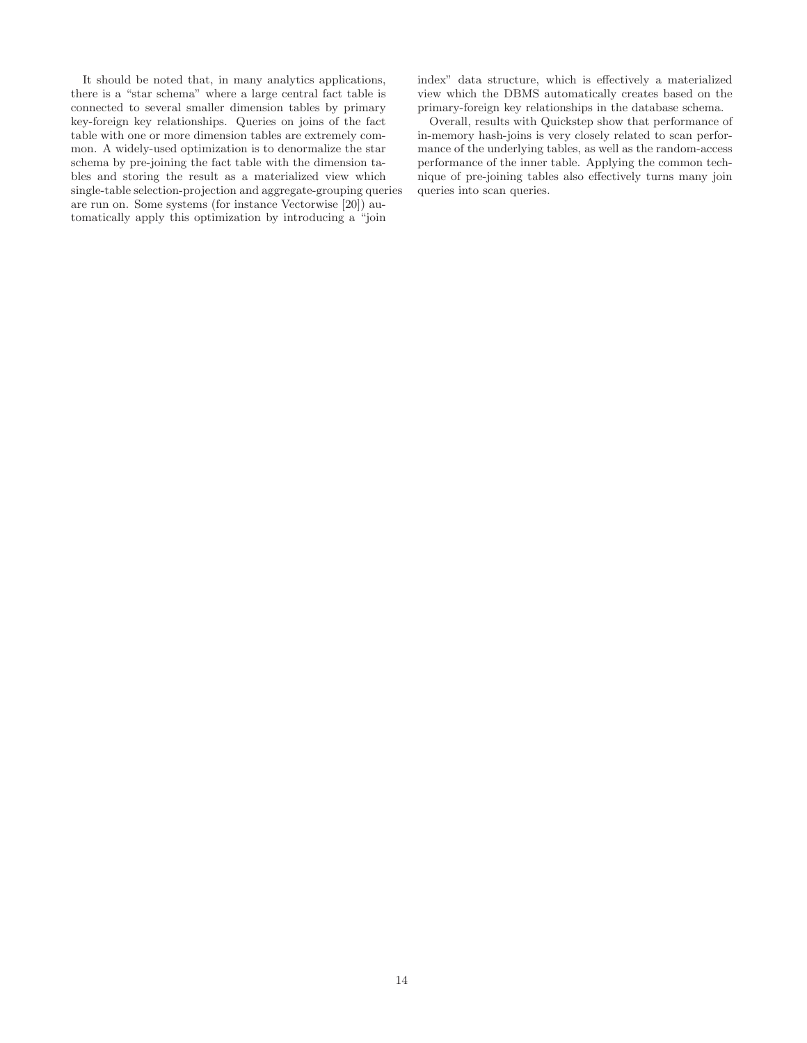It should be noted that, in many analytics applications, there is a "star schema" where a large central fact table is connected to several smaller dimension tables by primary key-foreign key relationships. Queries on joins of the fact table with one or more dimension tables are extremely common. A widely-used optimization is to denormalize the star schema by pre-joining the fact table with the dimension tables and storing the result as a materialized view which single-table selection-projection and aggregate-grouping queries are run on. Some systems (for instance Vectorwise [20]) automatically apply this optimization by introducing a "join index" data structure, which is effectively a materialized view which the DBMS automatically creates based on the primary-foreign key relationships in the database schema.

Overall, results with Quickstep show that performance of in-memory hash-joins is very closely related to scan performance of the underlying tables, as well as the random-access performance of the inner table. Applying the common technique of pre-joining tables also effectively turns many join queries into scan queries.